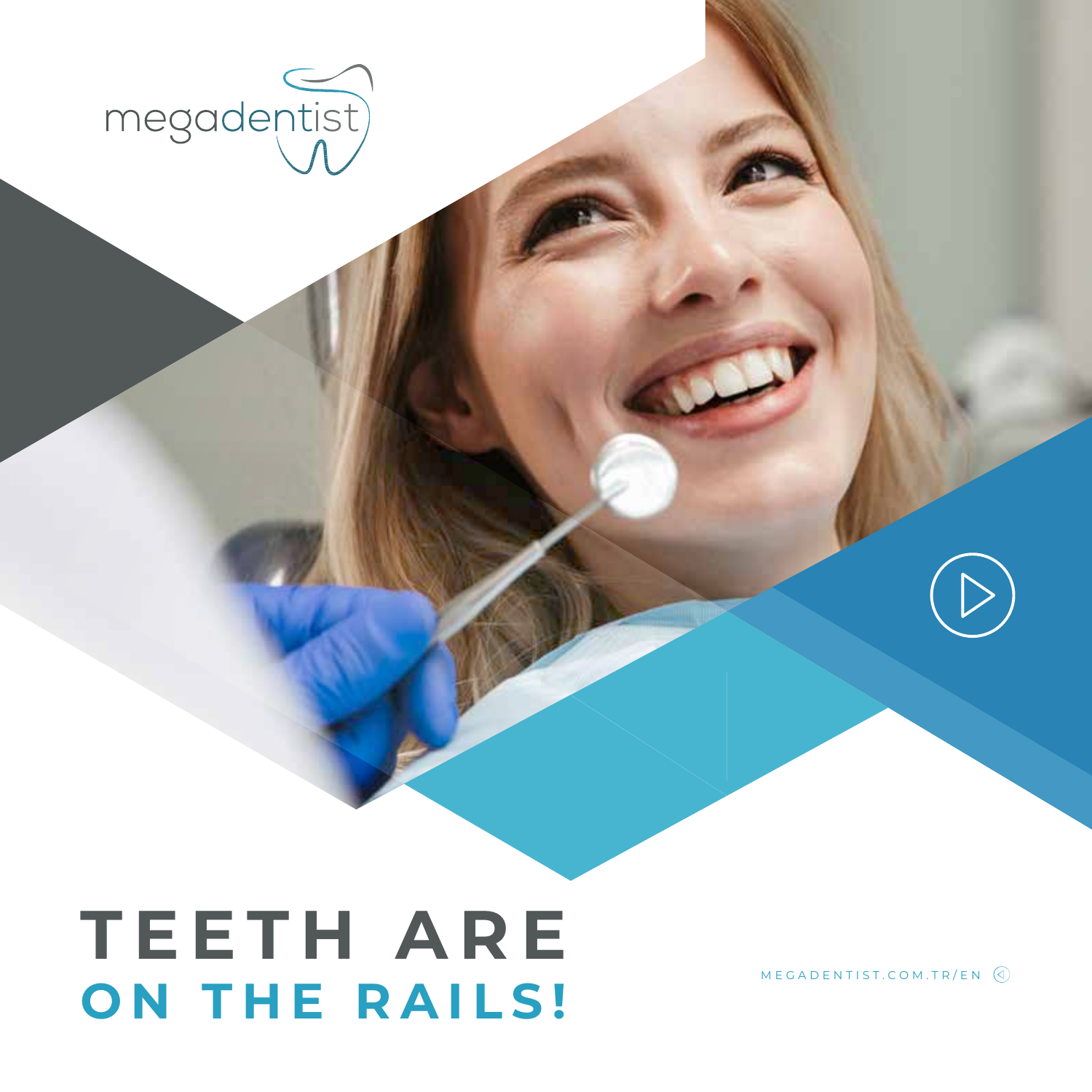megadentist

# TEETH ARE ON THE RAILS!

MEGADENTIST.COM.TR/EN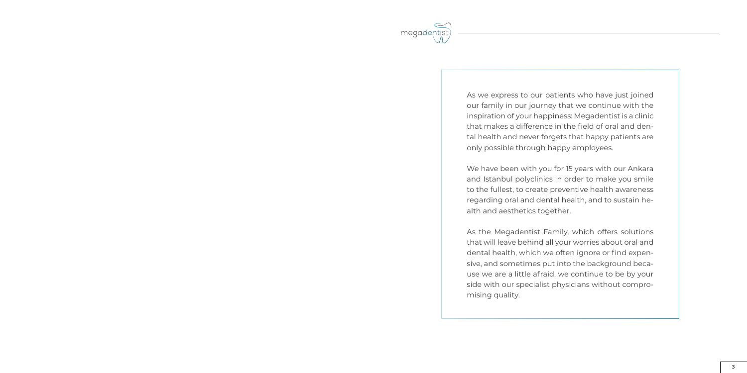As we express to our patients who have just joined our family in our journey that we continue with the inspiration of your happiness: Megadentist is a clinic that makes a difference in the field of oral and dental health and never forgets that happy patients are only possible through happy employees.

We have been with you for 15 years with our Ankara and Istanbul polyclinics in order to make you smile to the fullest, to create preventive health awareness regarding oral and dental health, and to sustain health and aesthetics together.

As the Megadentist Family, which offers solutions that will leave behind all your worries about oral and dental health, which we often ignore or find expensive, and sometimes put into the background because we are a little afraid, we continue to be by your side with our specialist physicians without compromising quality.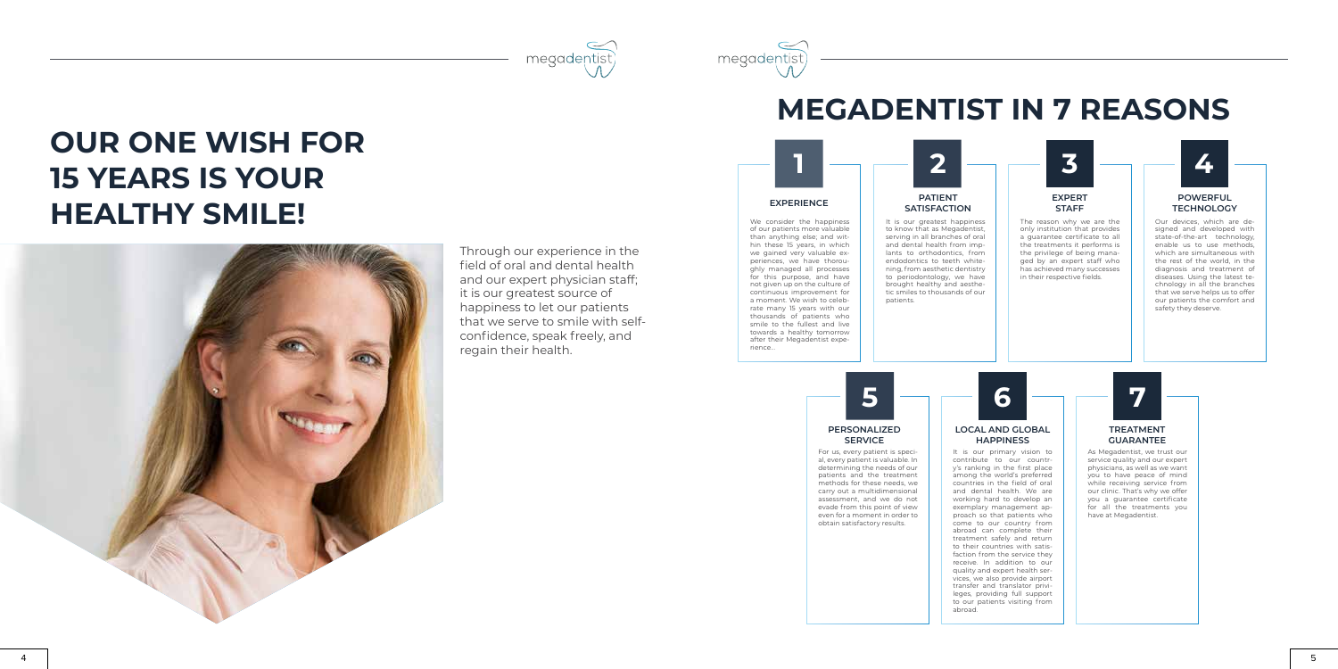# OUR ONE WISH FOR 15 YEARS IS YOUR HEALTHY SMILE!

Through our experience in the field of oral and dental health and our expert physician staff; it is our greatest source of happiness to let our patients that we serve to smile with self-confidence, speak freely, and regain their health.

# MEGADENTIST IN 7 REASONS

## 1 EXPERIENCE

We consider the happiness of our patients more valuable than anything else; and within these 15 years, in which we gained very valuable experiences, we have thoroughly managed all processes for this purpose, and have not given up on the culture of continuous improvement for a moment. We wish to celebrate many 15 years with our thousands of patients who smile to the fullest and live towards a healthy tomorrow after their Megadentist experience...

## 2 PATIENT SATISFACTION

It is our greatest happiness to know that as Megadentist, serving in all branches of oral and dental health from implants to orthodontics, from endodontics to teeth whitening, from aesthetic dentistry to periodontology, we have brought healthy and aesthetic smiles to thousands of our patients.

## 3 EXPERT STAFF

The reason why we are the only institution that provides a guarantee certificate to all the treatments it performs is the privilege of being managed by an expert staff who has achieved many successes in their respective fields.

## 4 POWERFUL TECHNOLOGY

Our devices, which are designed and developed with state-of-the-art technology, enable us to use methods, which are simultaneous with the rest of the world, in the diagnosis and treatment of diseases. Using the latest technology in all the branches that we serve helps us to offer our patients the comfort and safety they deserve.

## 5 PERSONALIZED SERVICE

For us, every patient is special, every patient is valuable. In determining the needs of our patients and the treatment methods for these needs, we carry out a multidimensional assessment, and we do not evade from this point of view even for a moment in order to obtain satisfactory results.

## 6 LOCAL AND GLOBAL HAPPINESS

It is our primary vision to contribute to our country's ranking in the first place among the world's preferred countries in the field of oral and dental health. We are working hard to develop an exemplary management approach so that patients who come to our country from abroad can complete their treatment safely and return to their countries with satisfaction from the service they receive. In addition to our quality and expert health services, we also provide airport transfer and translator privileges, providing full support to our patients visiting from abroad.

## 7 TREATMENT GUARANTEE

As Megadentist, we trust our service quality and our expert physicians, as well as we want you to have peace of mind while receiving service from our clinic. That's why we offer you a guarantee certificate for all the treatments you have at Megadentist.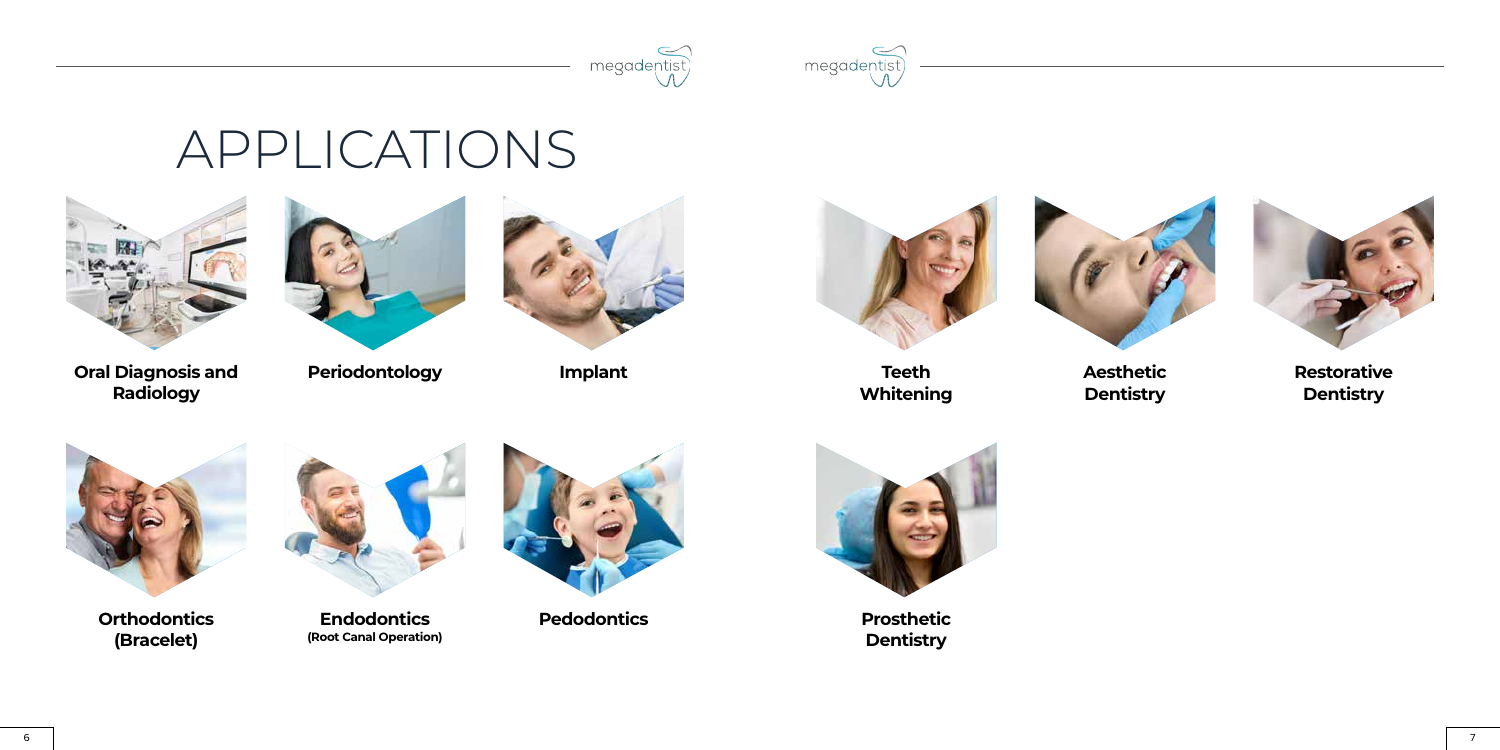# APPLICATIONS

**Oral Diagnosis and Radiology**

**Periodontology**

**Implant**

**Orthodontics (Bracelet)**

**Endodontics**
**(Root Canal Operation)**

**Pedodontics**

**Teeth Whitening**

**Aesthetic Dentistry**

**Restorative Dentistry**

**Prosthetic Dentistry**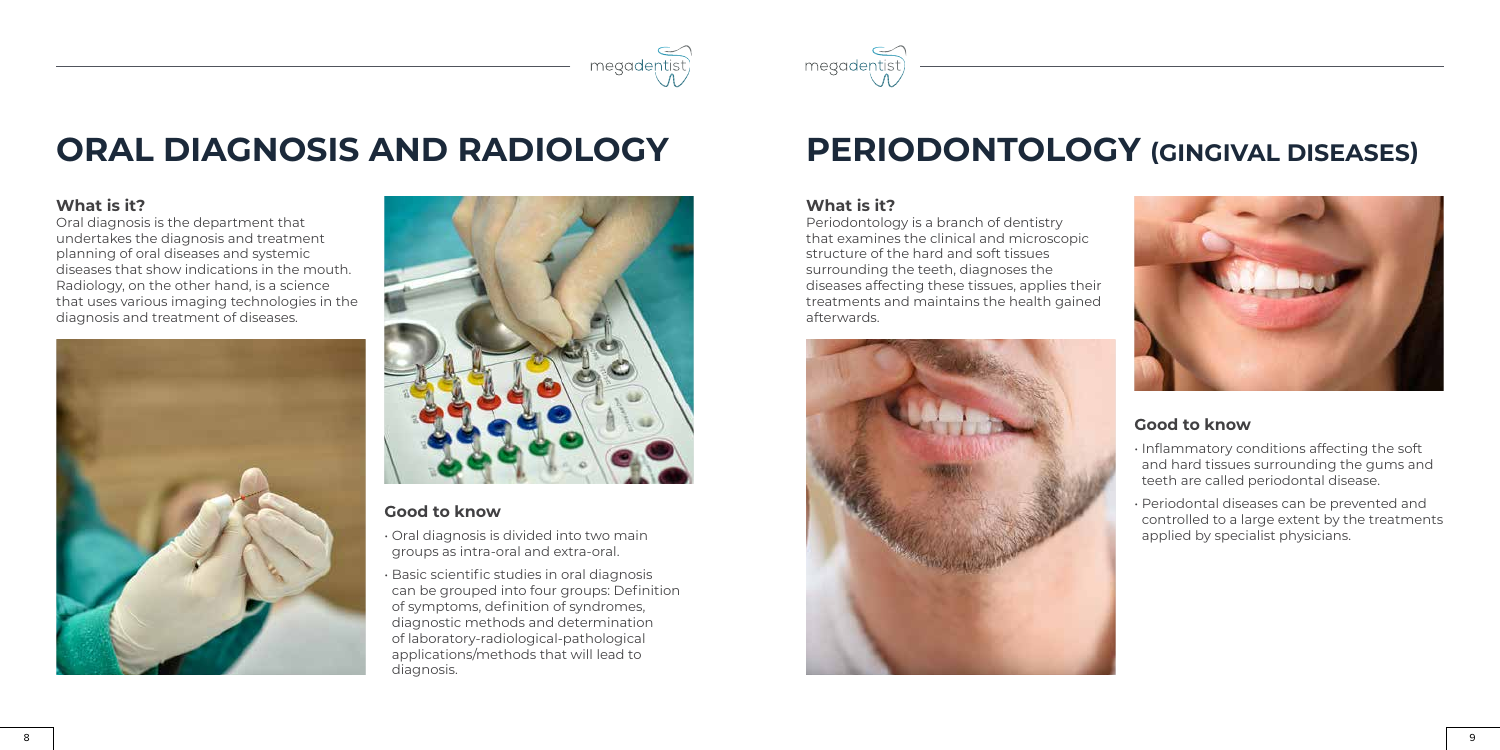# ORAL DIAGNOSIS AND RADIOLOGY

### What is it?

Oral diagnosis is the department that undertakes the diagnosis and treatment planning of oral diseases and systemic diseases that show indications in the mouth. Radiology, on the other hand, is a science that uses various imaging technologies in the diagnosis and treatment of diseases.

### Good to know

- Oral diagnosis is divided into two main groups as intra-oral and extra-oral.
- Basic scientific studies in oral diagnosis can be grouped into four groups: Definition of symptoms, definition of syndromes, diagnostic methods and determination of laboratory-radiological-pathological applications/methods that will lead to diagnosis.

# PERIODONTOLOGY (GINGIVAL DISEASES)

### What is it?

Periodontology is a branch of dentistry that examines the clinical and microscopic structure of the hard and soft tissues surrounding the teeth, diagnoses the diseases affecting these tissues, applies their treatments and maintains the health gained afterwards.

### Good to know

- Inflammatory conditions affecting the soft and hard tissues surrounding the gums and teeth are called periodontal disease.
- Periodontal diseases can be prevented and controlled to a large extent by the treatments applied by specialist physicians.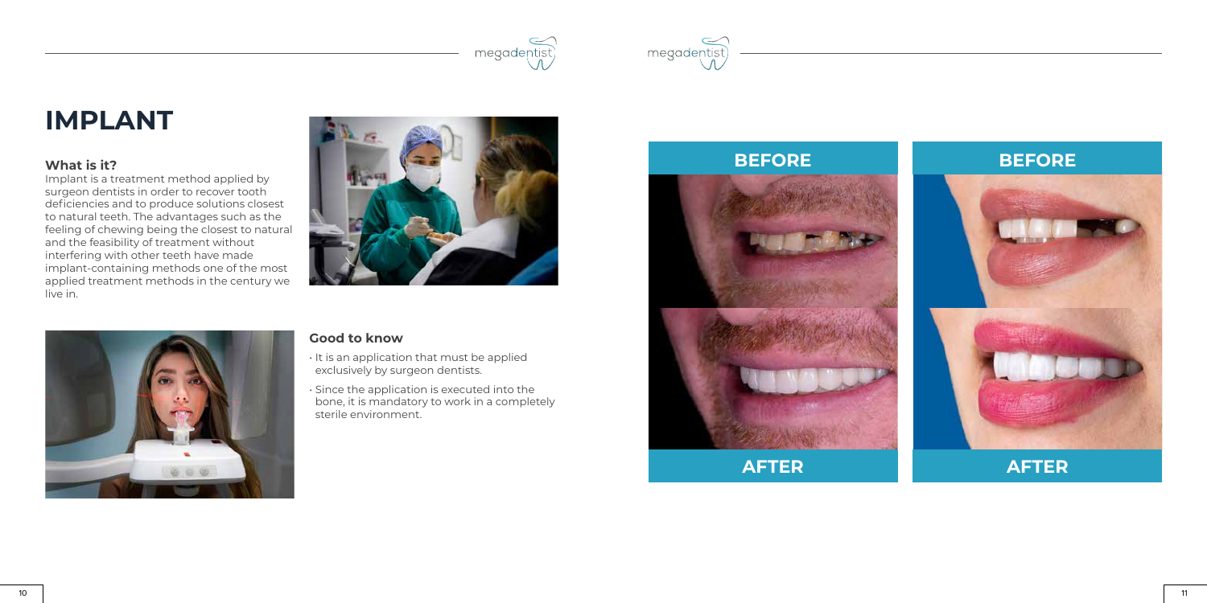# IMPLANT

### What is it?

Implant is a treatment method applied by surgeon dentists in order to recover tooth deficiencies and to produce solutions closest to natural teeth. The advantages such as the feeling of chewing being the closest to natural and the feasibility of treatment without interfering with other teeth have made implant-containing methods one of the most applied treatment methods in the century we live in.

### Good to know

- It is an application that must be applied exclusively by surgeon dentists.
- Since the application is executed into the bone, it is mandatory to work in a completely sterile environment.

**BEFORE**

**AFTER**

**BEFORE**

**AFTER**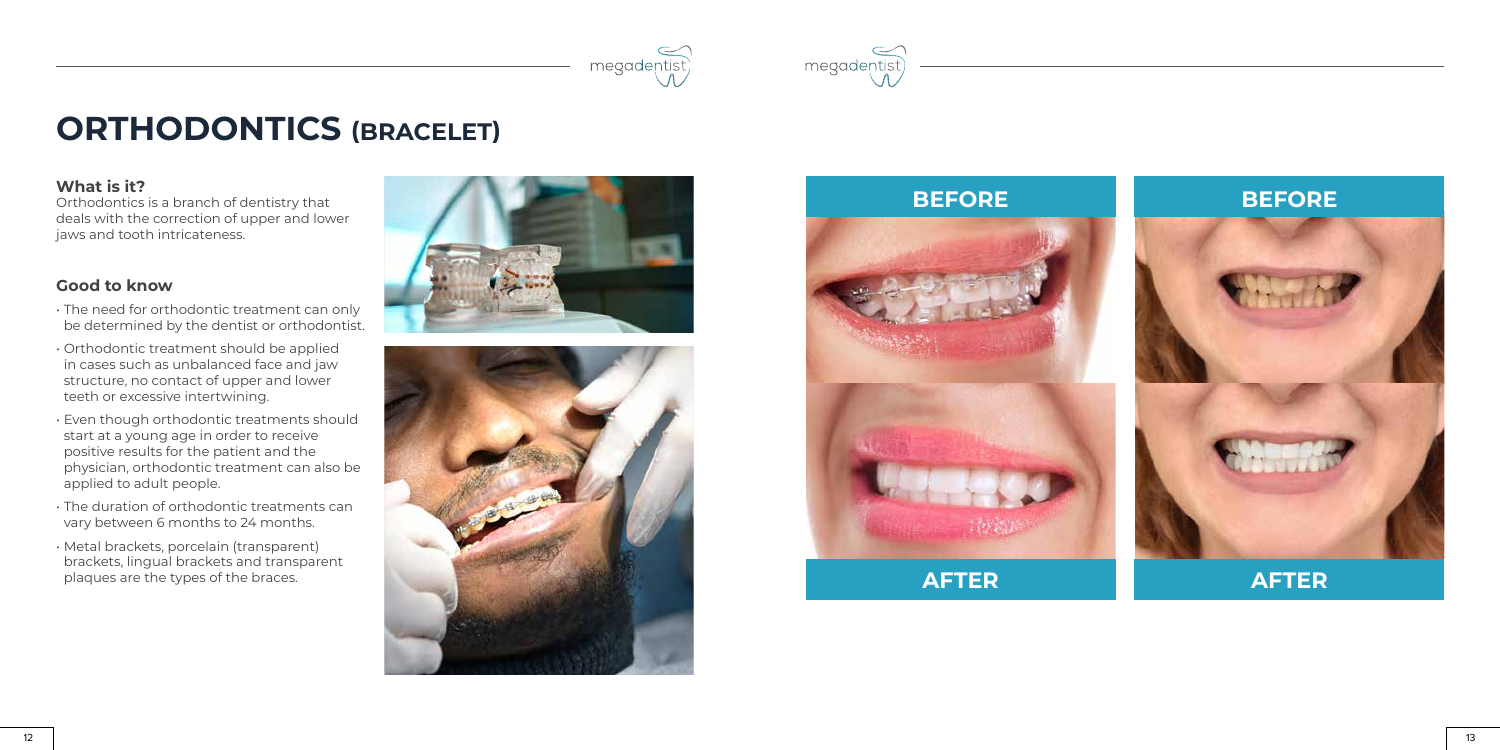# ORTHODONTICS (BRACELET)

### What is it?

Orthodontics is a branch of dentistry that deals with the correction of upper and lower jaws and tooth intricateness.

### Good to know

- The need for orthodontic treatment can only be determined by the dentist or orthodontist.
- Orthodontic treatment should be applied in cases such as unbalanced face and jaw structure, no contact of upper and lower teeth or excessive intertwining.
- Even though orthodontic treatments should start at a young age in order to receive positive results for the patient and the physician, orthodontic treatment can also be applied to adult people.
- The duration of orthodontic treatments can vary between 6 months to 24 months.
- Metal brackets, porcelain (transparent) brackets, lingual brackets and transparent plaques are the types of the braces.

**BEFORE** | **BEFORE**

**AFTER** | **AFTER**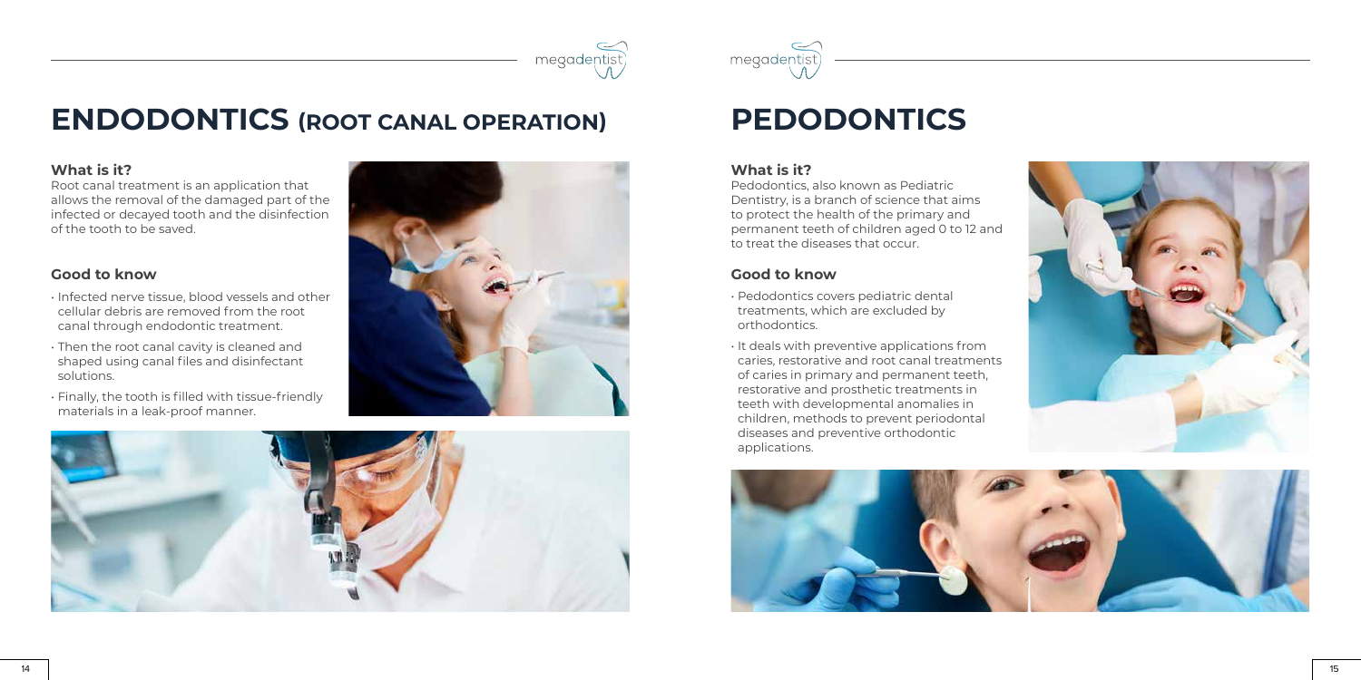# ENDODONTICS (ROOT CANAL OPERATION)

### What is it?

Root canal treatment is an application that allows the removal of the damaged part of the infected or decayed tooth and the disinfection of the tooth to be saved.

### Good to know

- Infected nerve tissue, blood vessels and other cellular debris are removed from the root canal through endodontic treatment.
- Then the root canal cavity is cleaned and shaped using canal files and disinfectant solutions.
- Finally, the tooth is filled with tissue-friendly materials in a leak-proof manner.

# PEDODONTICS

### What is it?

Pedodontics, also known as Pediatric Dentistry, is a branch of science that aims to protect the health of the primary and permanent teeth of children aged 0 to 12 and to treat the diseases that occur.

### Good to know

- Pedodontics covers pediatric dental treatments, which are excluded by orthodontics.
- It deals with preventive applications from caries, restorative and root canal treatments of caries in primary and permanent teeth, restorative and prosthetic treatments in teeth with developmental anomalies in children, methods to prevent periodontal diseases and preventive orthodontic applications.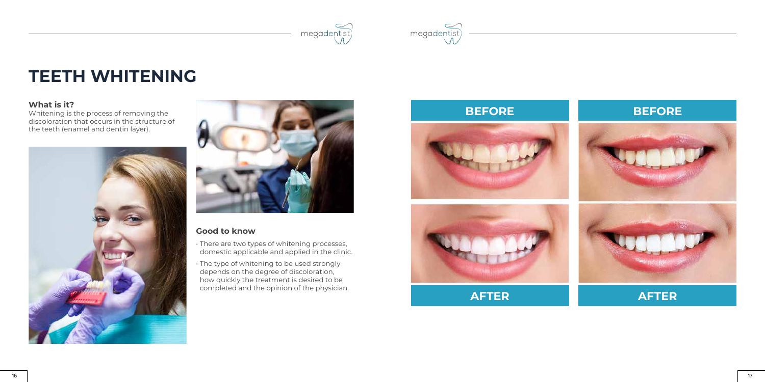# TEETH WHITENING

### What is it?

Whitening is the process of removing the discoloration that occurs in the structure of the teeth (enamel and dentin layer).

### Good to know

- There are two types of whitening processes, domestic applicable and applied in the clinic.
- The type of whitening to be used strongly depends on the degree of discoloration, how quickly the treatment is desired to be completed and the opinion of the physician.

BEFORE

BEFORE

AFTER

AFTER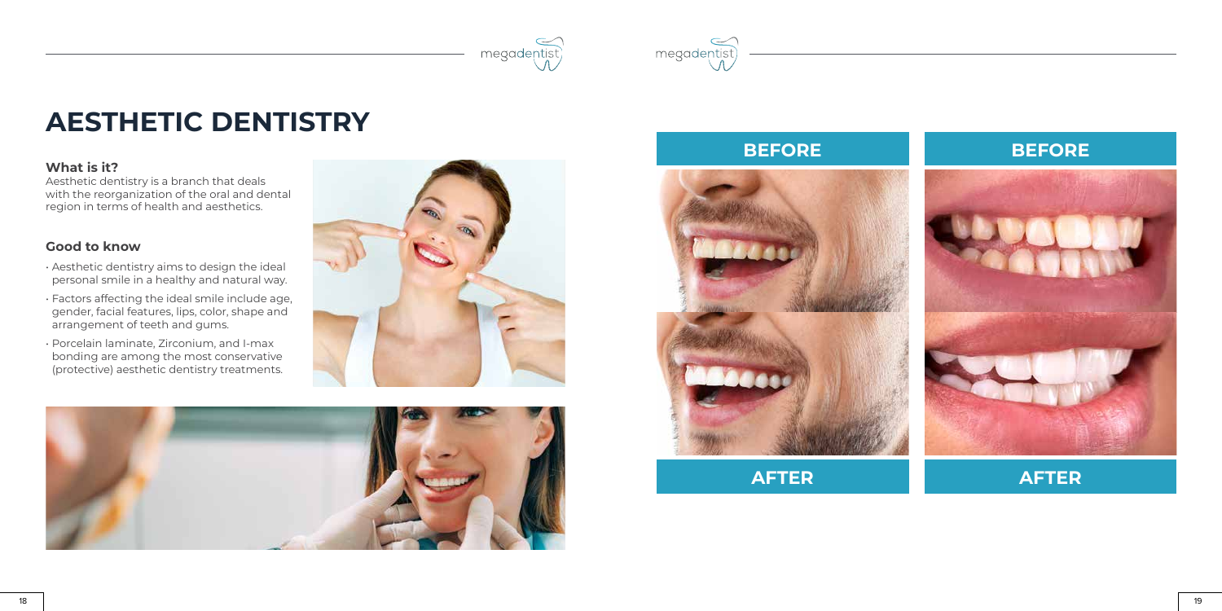# AESTHETIC DENTISTRY

### What is it?

Aesthetic dentistry is a branch that deals with the reorganization of the oral and dental region in terms of health and aesthetics.

### Good to know

- Aesthetic dentistry aims to design the ideal personal smile in a healthy and natural way.
- Factors affecting the ideal smile include age, gender, facial features, lips, color, shape and arrangement of teeth and gums.
- Porcelain laminate, Zirconium, and I-max bonding are among the most conservative (protective) aesthetic dentistry treatments.

**BEFORE** | **BEFORE**

**AFTER** | **AFTER**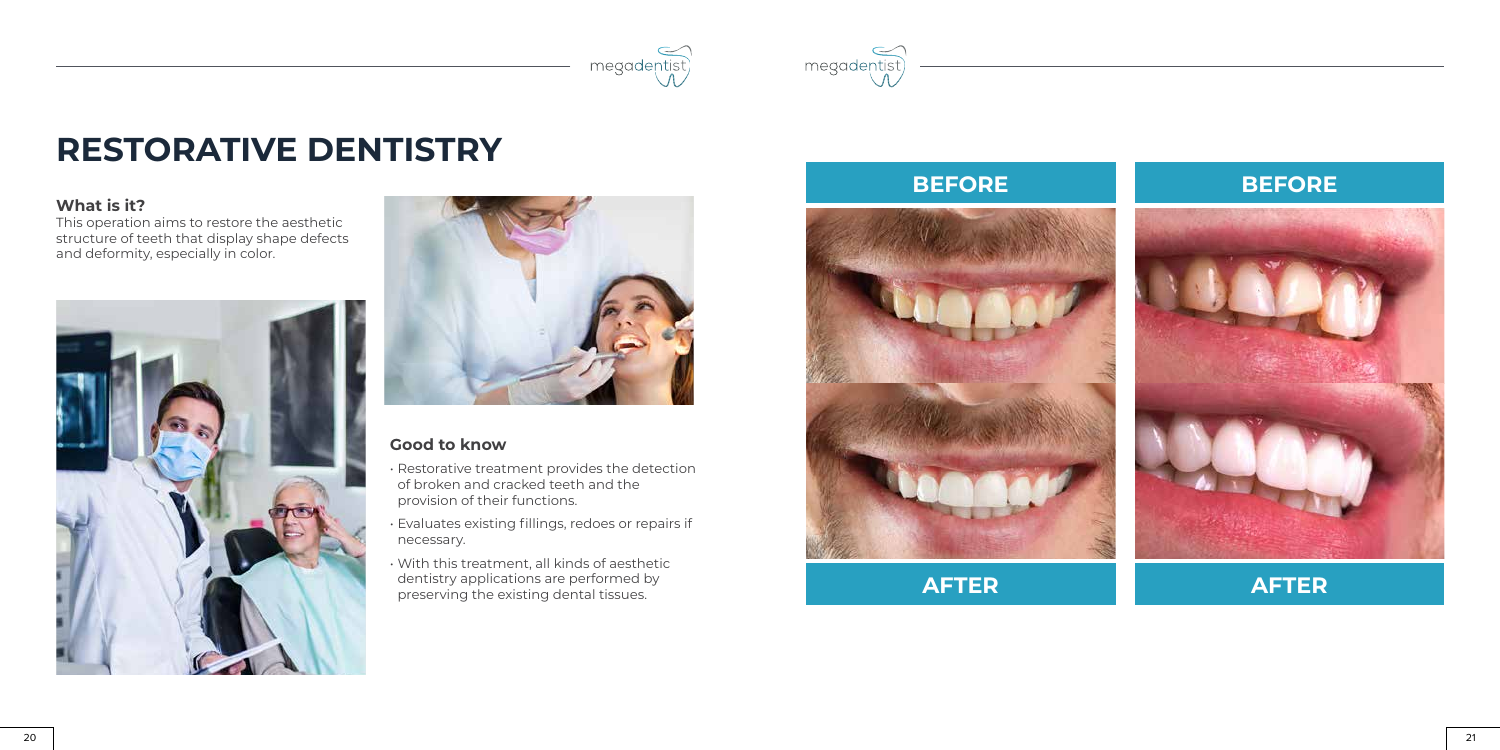# RESTORATIVE DENTISTRY

### What is it?

This operation aims to restore the aesthetic structure of teeth that display shape defects and deformity, especially in color.

### Good to know

- Restorative treatment provides the detection of broken and cracked teeth and the provision of their functions.
- Evaluates existing fillings, redoes or repairs if necessary.
- With this treatment, all kinds of aesthetic dentistry applications are performed by preserving the existing dental tissues.

BEFORE

AFTER

BEFORE

AFTER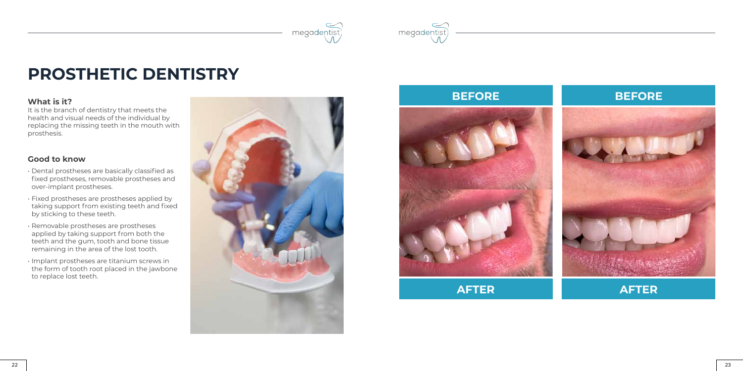# PROSTHETIC DENTISTRY

### What is it?

It is the branch of dentistry that meets the health and visual needs of the individual by replacing the missing teeth in the mouth with prosthesis.

### Good to know

- Dental prostheses are basically classified as fixed prostheses, removable prostheses and over-implant prostheses.
- Fixed prostheses are prostheses applied by taking support from existing teeth and fixed by sticking to these teeth.
- Removable prostheses are prostheses applied by taking support from both the teeth and the gum, tooth and bone tissue remaining in the area of the lost tooth.
- Implant prostheses are titanium screws in the form of tooth root placed in the jawbone to replace lost teeth.

BEFORE

AFTER

BEFORE

AFTER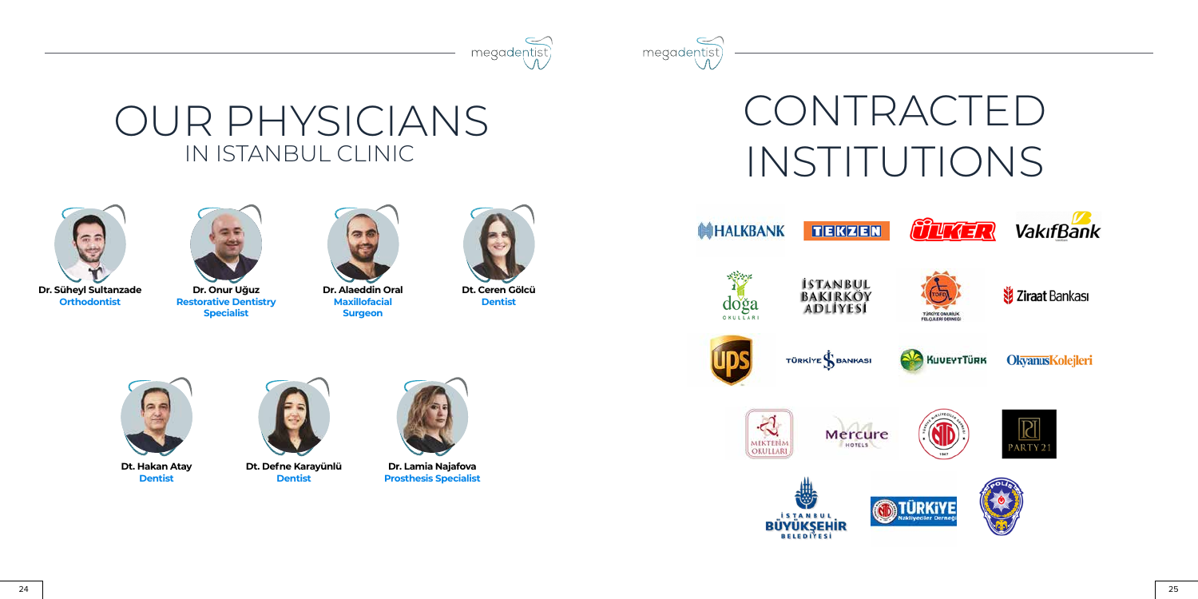# OUR PHYSICIANS
## IN ISTANBUL CLINIC

**Dr. Süheyl Sultanzade**
**Orthodontist**

**Dr. Onur Uğuz**
**Restorative Dentistry Specialist**

**Dr. Alaeddin Oral**
**Maxillofacial Surgeon**

**Dt. Ceren Gölcü**
**Dentist**

**Dt. Hakan Atay**
**Dentist**

**Dt. Defne Karayünlü**
**Dentist**

**Dr. Lamia Najafova**
**Prosthesis Specialist**

# CONTRACTED INSTITUTIONS

HALKBANK

TEKZEN

ÜLKER

VakıfBank

doğa OKULLARI

İSTANBUL BAKIRKÖY ADLİYESİ

TÜRKİYE OMURILIK FELÇLİLERİ DERNEĞİ

Ziraat Bankası

UPS

TÜRKİYE İŞ BANKASI

KUVEYTTÜRK

OkyanusKolejleri

MEKTEBİM OKULLARI

Mercure HOTELS

PARTY21

İSTANBUL BÜYÜKŞEHİR BELEDİYESİ

TÜRKİYE Nakliyeciler Derneği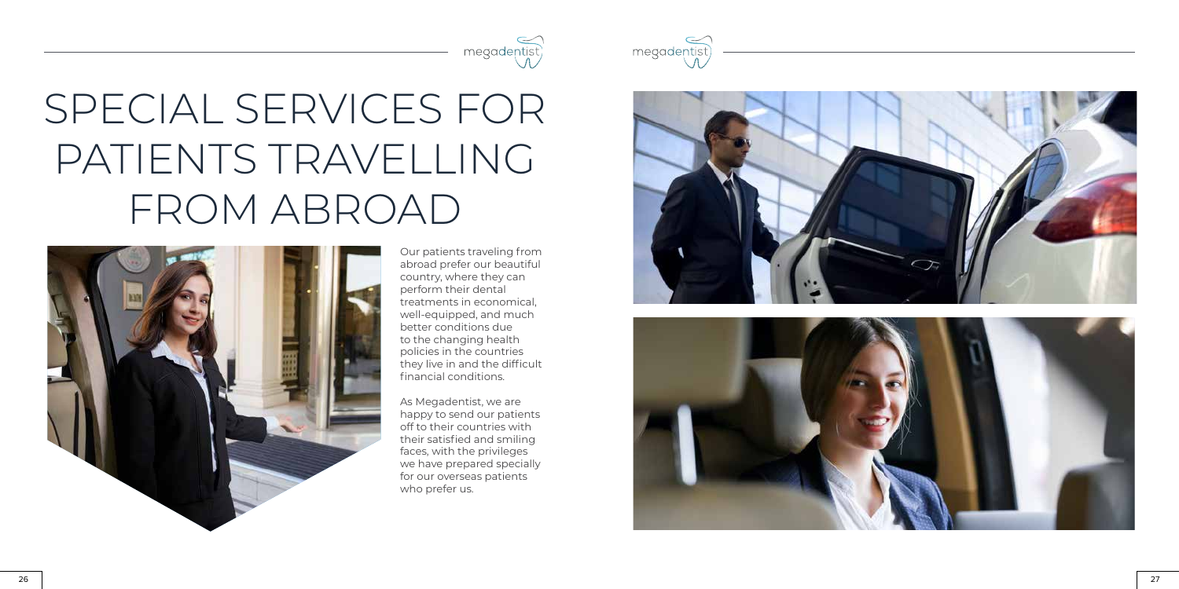# SPECIAL SERVICES FOR PATIENTS TRAVELLING FROM ABROAD

Our patients traveling from abroad prefer our beautiful country, where they can perform their dental treatments in economical, well-equipped, and much better conditions due to the changing health policies in the countries they live in and the difficult financial conditions.

As Megadentist, we are happy to send our patients off to their countries with their satisfied and smiling faces, with the privileges we have prepared specially for our overseas patients who prefer us.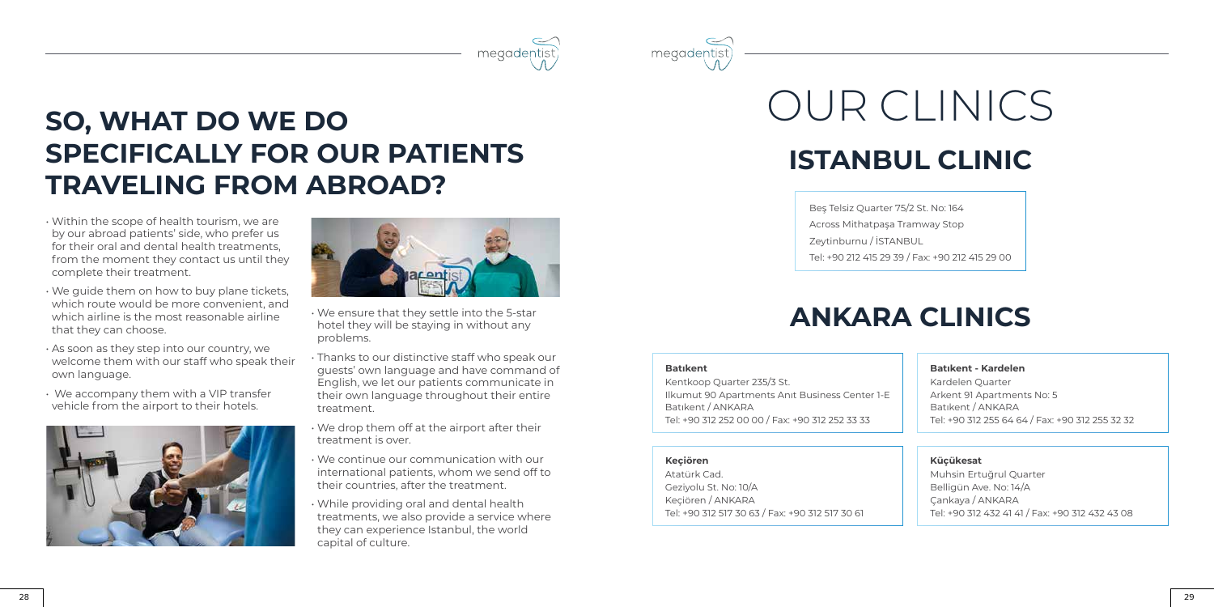# SO, WHAT DO WE DO SPECIFICALLY FOR OUR PATIENTS TRAVELING FROM ABROAD?

- Within the scope of health tourism, we are by our abroad patients' side, who prefer us for their oral and dental health treatments, from the moment they contact us until they complete their treatment.
- We guide them on how to buy plane tickets, which route would be more convenient, and which airline is the most reasonable airline that they can choose.
- As soon as they step into our country, we welcome them with our staff who speak their own language.
- We accompany them with a VIP transfer vehicle from the airport to their hotels.
- We ensure that they settle into the 5-star hotel they will be staying in without any problems.
- Thanks to our distinctive staff who speak our guests' own language and have command of English, we let our patients communicate in their own language throughout their entire treatment.
- We drop them off at the airport after their treatment is over.
- We continue our communication with our international patients, whom we send off to their countries, after the treatment.
- While providing oral and dental health treatments, we also provide a service where they can experience Istanbul, the world capital of culture.

# OUR CLINICS

## ISTANBUL CLINIC

Beş Telsiz Quarter 75/2 St. No: 164
Across Mithatpaşa Tramway Stop
Zeytinburnu / İSTANBUL
Tel: +90 212 415 29 39 / Fax: +90 212 415 29 00

## ANKARA CLINICS

**Batıkent**
Kentkoop Quarter 235/3 St.
Ilkumut 90 Apartments Anıt Business Center 1-E
Batıkent / ANKARA
Tel: +90 312 252 00 00 / Fax: +90 312 252 33 33

**Batıkent - Kardelen**
Kardelen Quarter
Arkent 91 Apartments No: 5
Batıkent / ANKARA
Tel: +90 312 255 64 64 / Fax: +90 312 255 32 32

**Keçiören**
Atatürk Cad.
Geziyolu St. No: 10/A
Keçiören / ANKARA
Tel: +90 312 517 30 63 / Fax: +90 312 517 30 61

**Küçükesat**
Muhsin Ertuğrul Quarter
Belligün Ave. No: 14/A
Çankaya / ANKARA
Tel: +90 312 432 41 41 / Fax: +90 312 432 43 08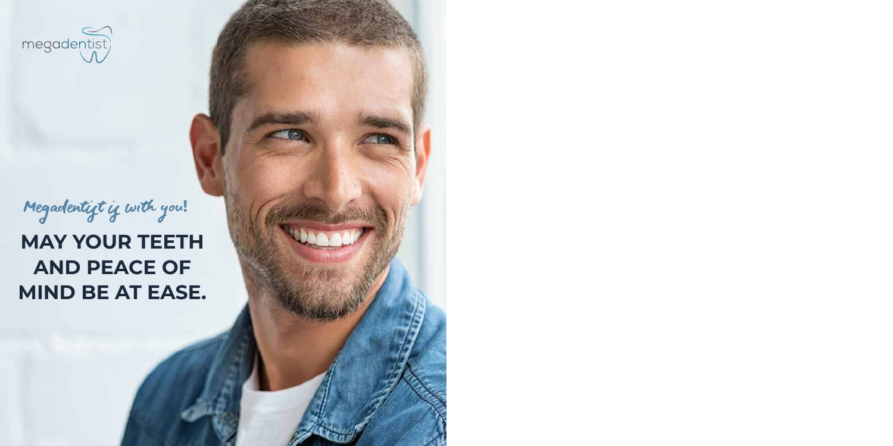megadentist

*Megadentist is with you!*

**MAY YOUR TEETH AND PEACE OF MIND BE AT EASE.**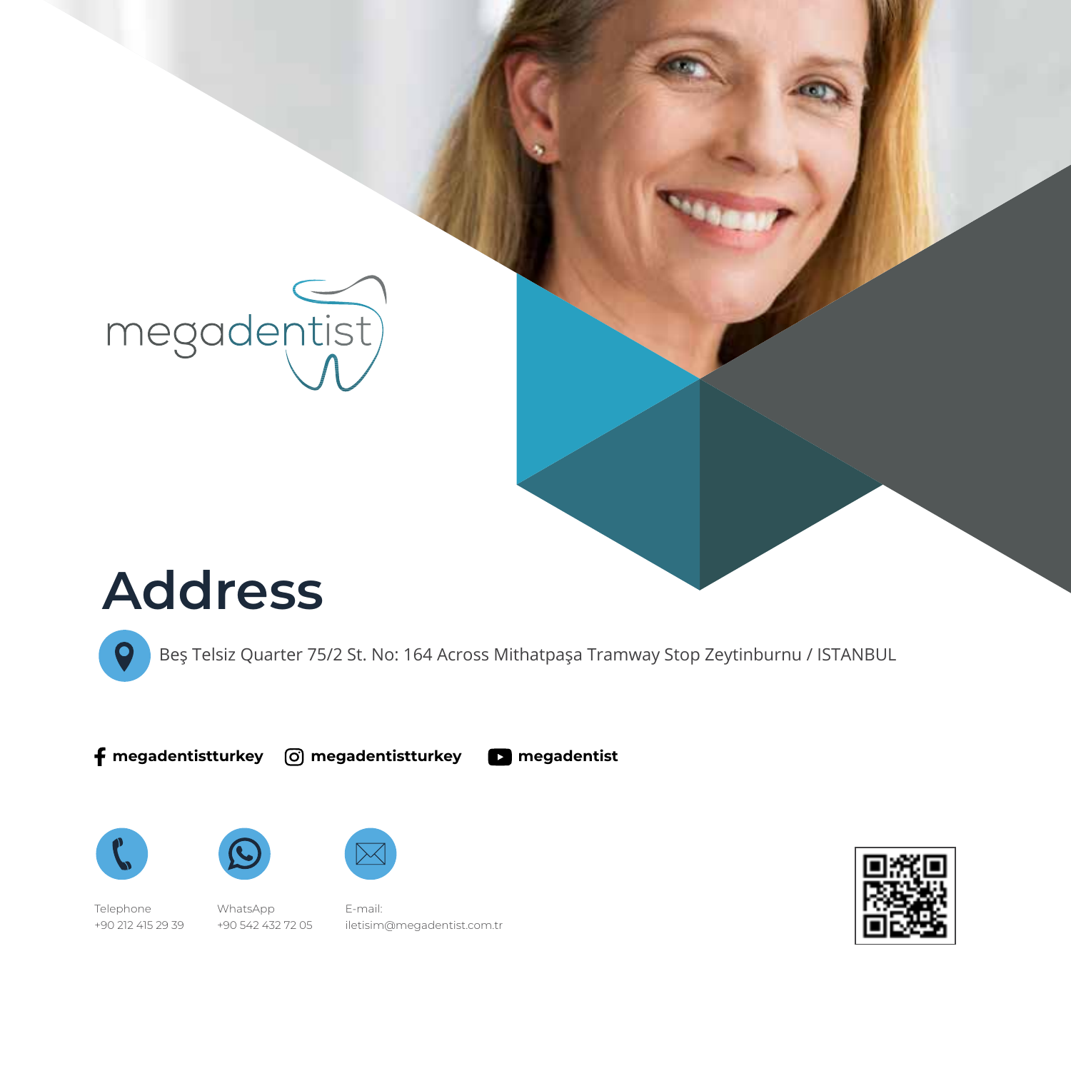megadentist

# Address

Beş Telsiz Quarter 75/2 St. No: 164 Across Mithatpaşa Tramway Stop Zeytinburnu / ISTANBUL

**megadentistturkey** **megadentistturkey** **megadentist**

Telephone
+90 212 415 29 39

WhatsApp
+90 542 432 72 05

E-mail:
iletisim@megadentist.com.tr